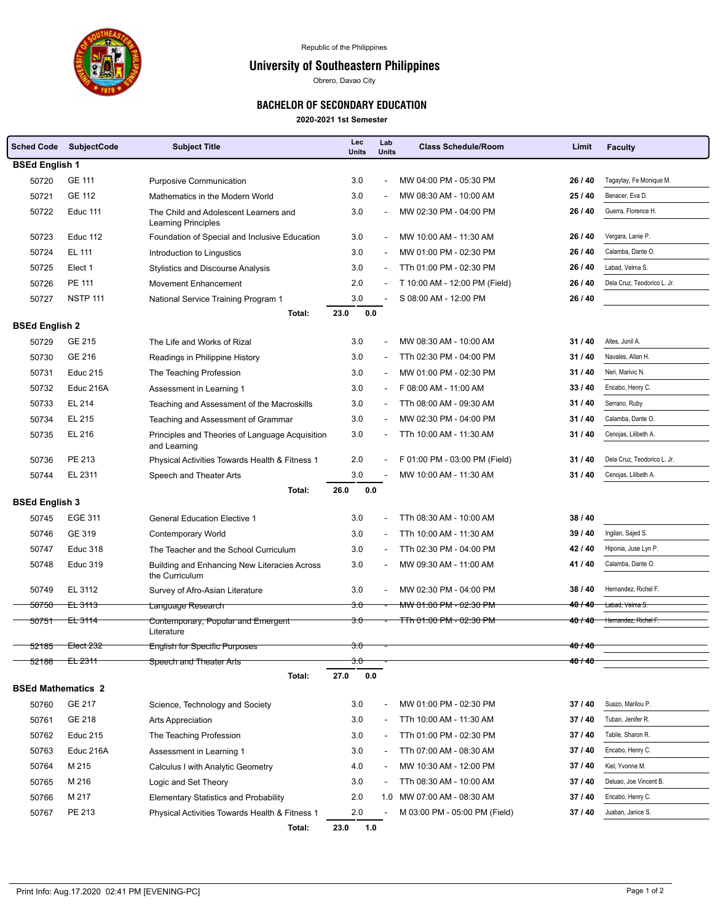Republic of the Philippines

# University of Southeastern Philippines

Obrero, Davao City

## BACHELOR OF SECONDARY EDUCATION

**2020-2021 1st Semester**

| Sched Code | SubjectCode | Subject Title | Lec Units | Lab Units | Class Schedule/Room | Limit | Faculty |
|---|---|---|---|---|---|---|---|
| **BSEd English 1** | | | | | | | |
| 50720 | GE 111 | Purposive Communication | 3.0 | - | MW 04:00 PM - 05:30 PM | **26 / 40** | Tagaytay, Fe Monique M. |
| 50721 | GE 112 | Mathematics in the Modern World | 3.0 | - | MW 08:30 AM - 10:00 AM | **25 / 40** | Benacer, Eva D. |
| 50722 | Educ 111 | The Child and Adolescent Learners and Learning Principles | 3.0 | - | MW 02:30 PM - 04:00 PM | **26 / 40** | Guerra, Florence H. |
| 50723 | Educ 112 | Foundation of Special and Inclusive Education | 3.0 | - | MW 10:00 AM - 11:30 AM | **26 / 40** | Vergara, Lanie P. |
| 50724 | EL 111 | Introduction to Lingustics | 3.0 | - | MW 01:00 PM - 02:30 PM | **26 / 40** | Calamba, Dante O. |
| 50725 | Elect 1 | Stylistics and Discourse Analysis | 3.0 | - | TTh 01:00 PM - 02:30 PM | **26 / 40** | Labad, Velma S. |
| 50726 | PE 111 | Movement Enhancement | 2.0 | - | T 10:00 AM - 12:00 PM (Field) | **26 / 40** | Dela Cruz, Teodorico L. Jr. |
| 50727 | NSTP 111 | National Service Training Program 1 | 3.0 | - | S 08:00 AM - 12:00 PM | **26 / 40** | |
| | | **Total:** | **23.0** | **0.0** | | | |
| **BSEd English 2** | | | | | | | |
| 50729 | GE 215 | The Life and Works of Rizal | 3.0 | - | MW 08:30 AM - 10:00 AM | **31 / 40** | Altes, Junil A. |
| 50730 | GE 216 | Readings in Philippine History | 3.0 | - | TTh 02:30 PM - 04:00 PM | **31 / 40** | Navales, Allan H. |
| 50731 | Educ 215 | The Teaching Profession | 3.0 | - | MW 01:00 PM - 02:30 PM | **31 / 40** | Neri, Marivic N. |
| 50732 | Educ 216A | Assessment in Learning 1 | 3.0 | - | F 08:00 AM - 11:00 AM | **33 / 40** | Encabo, Henry C. |
| 50733 | EL 214 | Teaching and Assessment of the Macroskills | 3.0 | - | TTh 08:00 AM - 09:30 AM | **31 / 40** | Serrano, Ruby |
| 50734 | EL 215 | Teaching and Assessment of Grammar | 3.0 | - | MW 02:30 PM - 04:00 PM | **31 / 40** | Calamba, Dante O. |
| 50735 | EL 216 | Principles and Theories of Language Acquisition and Learning | 3.0 | - | TTh 10:00 AM - 11:30 AM | **31 / 40** | Cenojas, Lilibeth A. |
| 50736 | PE 213 | Physical Activities Towards Health & Fitness 1 | 2.0 | - | F 01:00 PM - 03:00 PM (Field) | **31 / 40** | Dela Cruz, Teodorico L. Jr. |
| 50744 | EL 2311 | Speech and Theater Arts | 3.0 | - | MW 10:00 AM - 11:30 AM | **31 / 40** | Cenojas, Lilibeth A. |
| | | **Total:** | **26.0** | **0.0** | | | |
| **BSEd English 3** | | | | | | | |
| 50745 | EGE 311 | General Education Elective 1 | 3.0 | - | TTh 08:30 AM - 10:00 AM | **38 / 40** | |
| 50746 | GE 319 | Contemporary World | 3.0 | - | TTh 10:00 AM - 11:30 AM | **39 / 40** | Ingilan, Sajed S. |
| 50747 | Educ 318 | The Teacher and the School Curriculum | 3.0 | - | TTh 02:30 PM - 04:00 PM | **42 / 40** | Hiponia, Juse Lyn P. |
| 50748 | Educ 319 | Building and Enhancing New Literacies Across the Curriculum | 3.0 | - | MW 09:30 AM - 11:00 AM | **41 / 40** | Calamba, Dante O. |
| 50749 | EL 3112 | Survey of Afro-Asian Literature | 3.0 | - | MW 02:30 PM - 04:00 PM | **38 / 40** | Hernandez, Richel F. |
| ~~50750~~ | ~~EL 3113~~ | ~~Language Research~~ | ~~3.0~~ | - | ~~MW 01:00 PM - 02:30 PM~~ | ~~**40 / 40**~~ | ~~Labad, Velma S.~~ |
| ~~50751~~ | ~~EL 3114~~ | ~~Contemporary, Popular and Emergent Literature~~ | ~~3.0~~ | - | ~~TTh 01:00 PM - 02:30 PM~~ | ~~**40 / 40**~~ | ~~Hernandez, Richel F.~~ |
| ~~52185~~ | ~~Elect 232~~ | ~~English for Specific Purposes~~ | ~~3.0~~ | - | | ~~**40 / 40**~~ | |
| ~~52186~~ | ~~EL 2311~~ | ~~Speech and Theater Arts~~ | ~~3.0~~ | - | | ~~**40 / 40**~~ | |
| | | **Total:** | **27.0** | **0.0** | | | |
| **BSEd Mathematics 2** | | | | | | | |
| 50760 | GE 217 | Science, Technology and Society | 3.0 | - | MW 01:00 PM - 02:30 PM | **37 / 40** | Suazo, Marilou P. |
| 50761 | GE 218 | Arts Appreciation | 3.0 | - | TTh 10:00 AM - 11:30 AM | **37 / 40** | Tuban, Jenifer R. |
| 50762 | Educ 215 | The Teaching Profession | 3.0 | - | TTh 01:00 PM - 02:30 PM | **37 / 40** | Tabile, Sharon R. |
| 50763 | Educ 216A | Assessment in Learning 1 | 3.0 | - | TTh 07:00 AM - 08:30 AM | **37 / 40** | Encabo, Henry C. |
| 50764 | M 215 | Calculus I with Analytic Geometry | 4.0 | - | MW 10:30 AM - 12:00 PM | **37 / 40** | Kiel, Yvonne M. |
| 50765 | M 216 | Logic and Set Theory | 3.0 | - | TTh 08:30 AM - 10:00 AM | **37 / 40** | Deluao, Joe Vincent B. |
| 50766 | M 217 | Elementary Statistics and Probability | 2.0 | 1.0 | MW 07:00 AM - 08:30 AM | **37 / 40** | Encabo, Henry C. |
| 50767 | PE 213 | Physical Activities Towards Health & Fitness 1 | 2.0 | - | M 03:00 PM - 05:00 PM (Field) | **37 / 40** | Juaban, Janice S. |
| | | **Total:** | **23.0** | **1.0** | | | |

Print Info: Aug.17.2020 02:41 PM [EVENING-PC]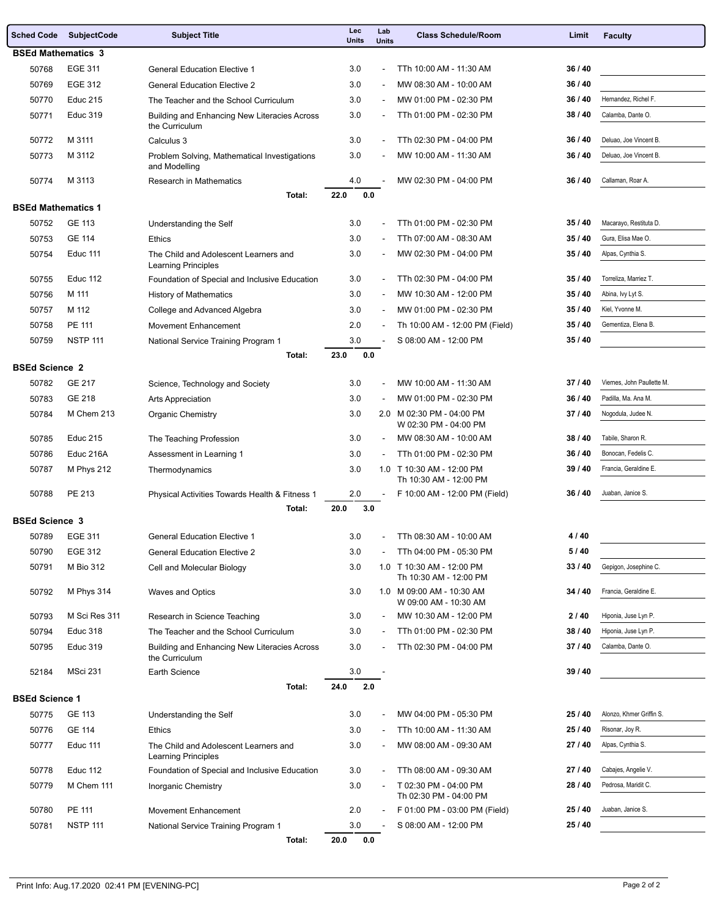| Sched Code | SubjectCode | Subject Title | Lec Units | Lab Units | Class Schedule/Room | Limit | Faculty |
|---|---|---|---|---|---|---|---|
| **BSEd Mathematics 3** | | | | | | | |
| 50768 | EGE 311 | General Education Elective 1 | 3.0 | - | TTh 10:00 AM - 11:30 AM | **36 / 40** | |
| 50769 | EGE 312 | General Education Elective 2 | 3.0 | - | MW 08:30 AM - 10:00 AM | **36 / 40** | |
| 50770 | Educ 215 | The Teacher and the School Curriculum | 3.0 | - | MW 01:00 PM - 02:30 PM | **36 / 40** | Hernandez, Richel F. |
| 50771 | Educ 319 | Building and Enhancing New Literacies Across the Curriculum | 3.0 | - | TTh 01:00 PM - 02:30 PM | **38 / 40** | Calamba, Dante O. |
| 50772 | M 3111 | Calculus 3 | 3.0 | - | TTh 02:30 PM - 04:00 PM | **36 / 40** | Deluao, Joe Vincent B. |
| 50773 | M 3112 | Problem Solving, Mathematical Investigations and Modelling | 3.0 | - | MW 10:00 AM - 11:30 AM | **36 / 40** | Deluao, Joe Vincent B. |
| 50774 | M 3113 | Research in Mathematics | 4.0 | - | MW 02:30 PM - 04:00 PM | **36 / 40** | Callaman, Roar A. |
| | | **Total:** | **22.0** | **0.0** | | | |
| **BSEd Mathematics 1** | | | | | | | |
| 50752 | GE 113 | Understanding the Self | 3.0 | - | TTh 01:00 PM - 02:30 PM | **35 / 40** | Macarayo, Restituta D. |
| 50753 | GE 114 | Ethics | 3.0 | - | TTh 07:00 AM - 08:30 AM | **35 / 40** | Gura, Elisa Mae O. |
| 50754 | Educ 111 | The Child and Adolescent Learners and Learning Principles | 3.0 | - | MW 02:30 PM - 04:00 PM | **35 / 40** | Alpas, Cynthia S. |
| 50755 | Educ 112 | Foundation of Special and Inclusive Education | 3.0 | - | TTh 02:30 PM - 04:00 PM | **35 / 40** | Torreliza, Marriez T. |
| 50756 | M 111 | History of Mathematics | 3.0 | - | MW 10:30 AM - 12:00 PM | **35 / 40** | Abina, Ivy Lyt S. |
| 50757 | M 112 | College and Advanced Algebra | 3.0 | - | MW 01:00 PM - 02:30 PM | **35 / 40** | Kiel, Yvonne M. |
| 50758 | PE 111 | Movement Enhancement | 2.0 | - | Th 10:00 AM - 12:00 PM (Field) | **35 / 40** | Gementiza, Elena B. |
| 50759 | NSTP 111 | National Service Training Program 1 | 3.0 | - | S 08:00 AM - 12:00 PM | **35 / 40** | |
| | | **Total:** | **23.0** | **0.0** | | | |
| **BSEd Science 2** | | | | | | | |
| 50782 | GE 217 | Science, Technology and Society | 3.0 | - | MW 10:00 AM - 11:30 AM | **37 / 40** | Viernes, John Paullette M. |
| 50783 | GE 218 | Arts Appreciation | 3.0 | - | MW 01:00 PM - 02:30 PM | **36 / 40** | Padilla, Ma. Ana M. |
| 50784 | M Chem 213 | Organic Chemistry | 3.0 | 2.0 | M 02:30 PM - 04:00 PM<br>W 02:30 PM - 04:00 PM | **37 / 40** | Nogodula, Judee N. |
| 50785 | Educ 215 | The Teaching Profession | 3.0 | - | MW 08:30 AM - 10:00 AM | **38 / 40** | Tabile, Sharon R. |
| 50786 | Educ 216A | Assessment in Learning 1 | 3.0 | - | TTh 01:00 PM - 02:30 PM | **36 / 40** | Bonocan, Fedelis C. |
| 50787 | M Phys 212 | Thermodynamics | 3.0 | 1.0 | T 10:30 AM - 12:00 PM<br>Th 10:30 AM - 12:00 PM | **39 / 40** | Francia, Geraldine E. |
| 50788 | PE 213 | Physical Activities Towards Health & Fitness 1 | 2.0 | - | F 10:00 AM - 12:00 PM (Field) | **36 / 40** | Juaban, Janice S. |
| | | **Total:** | **20.0** | **3.0** | | | |
| **BSEd Science 3** | | | | | | | |
| 50789 | EGE 311 | General Education Elective 1 | 3.0 | - | TTh 08:30 AM - 10:00 AM | **4 / 40** | |
| 50790 | EGE 312 | General Education Elective 2 | 3.0 | - | TTh 04:00 PM - 05:30 PM | **5 / 40** | |
| 50791 | M Bio 312 | Cell and Molecular Biology | 3.0 | 1.0 | T 10:30 AM - 12:00 PM<br>Th 10:30 AM - 12:00 PM | **33 / 40** | Gepigon, Josephine C. |
| 50792 | M Phys 314 | Waves and Optics | 3.0 | 1.0 | M 09:00 AM - 10:30 AM<br>W 09:00 AM - 10:30 AM | **34 / 40** | Francia, Geraldine E. |
| 50793 | M Sci Res 311 | Research in Science Teaching | 3.0 | - | MW 10:30 AM - 12:00 PM | **2 / 40** | Hiponia, Juse Lyn P. |
| 50794 | Educ 318 | The Teacher and the School Curriculum | 3.0 | - | TTh 01:00 PM - 02:30 PM | **38 / 40** | Hiponia, Juse Lyn P. |
| 50795 | Educ 319 | Building and Enhancing New Literacies Across the Curriculum | 3.0 | - | TTh 02:30 PM - 04:00 PM | **37 / 40** | Calamba, Dante O. |
| 52184 | MSci 231 | Earth Science | 3.0 | - | | **39 / 40** | |
| | | **Total:** | **24.0** | **2.0** | | | |
| **BSEd Science 1** | | | | | | | |
| 50775 | GE 113 | Understanding the Self | 3.0 | - | MW 04:00 PM - 05:30 PM | **25 / 40** | Alonzo, Khmer Griffin S. |
| 50776 | GE 114 | Ethics | 3.0 | - | TTh 10:00 AM - 11:30 AM | **25 / 40** | Risonar, Joy R. |
| 50777 | Educ 111 | The Child and Adolescent Learners and Learning Principles | 3.0 | - | MW 08:00 AM - 09:30 AM | **27 / 40** | Alpas, Cynthia S. |
| 50778 | Educ 112 | Foundation of Special and Inclusive Education | 3.0 | - | TTh 08:00 AM - 09:30 AM | **27 / 40** | Cabajes, Angelie V. |
| 50779 | M Chem 111 | Inorganic Chemistry | 3.0 | - | T 02:30 PM - 04:00 PM<br>Th 02:30 PM - 04:00 PM | **28 / 40** | Pedrosa, Maridit C. |
| 50780 | PE 111 | Movement Enhancement | 2.0 | - | F 01:00 PM - 03:00 PM (Field) | **25 / 40** | Juaban, Janice S. |
| 50781 | NSTP 111 | National Service Training Program 1 | 3.0 | - | S 08:00 AM - 12:00 PM | **25 / 40** | |
| | | **Total:** | **20.0** | **0.0** | | | |

Print Info: Aug.17.2020 02:41 PM [EVENING-PC]